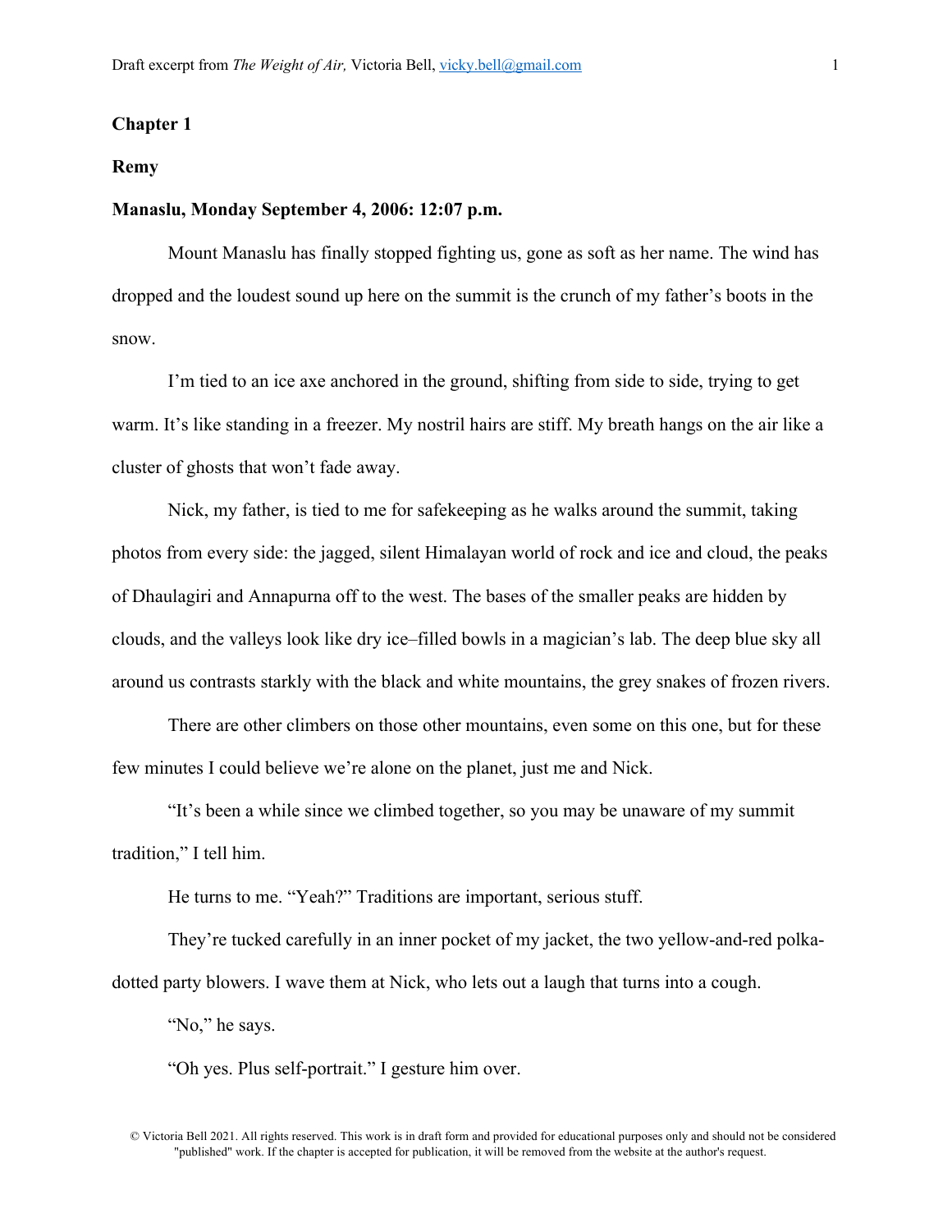**Chapter 1**

**Remy**

**Manaslu, Monday September 4, 2006: 12:07 p.m.**

Mount Manaslu has finally stopped fighting us, gone as soft as her name. The wind has dropped and the loudest sound up here on the summit is the crunch of my father's boots in the snow.

I'm tied to an ice axe anchored in the ground, shifting from side to side, trying to get warm. It's like standing in a freezer. My nostril hairs are stiff. My breath hangs on the air like a cluster of ghosts that won't fade away.

Nick, my father, is tied to me for safekeeping as he walks around the summit, taking photos from every side: the jagged, silent Himalayan world of rock and ice and cloud, the peaks of Dhaulagiri and Annapurna off to the west. The bases of the smaller peaks are hidden by clouds, and the valleys look like dry ice–filled bowls in a magician's lab. The deep blue sky all around us contrasts starkly with the black and white mountains, the grey snakes of frozen rivers.

There are other climbers on those other mountains, even some on this one, but for these few minutes I could believe we're alone on the planet, just me and Nick.

"It's been a while since we climbed together, so you may be unaware of my summit tradition," I tell him.

He turns to me. "Yeah?" Traditions are important, serious stuff.

They're tucked carefully in an inner pocket of my jacket, the two yellow-and-red polka-dotted party blowers. I wave them at Nick, who lets out a laugh that turns into a cough.

"No," he says.

"Oh yes. Plus self-portrait." I gesture him over.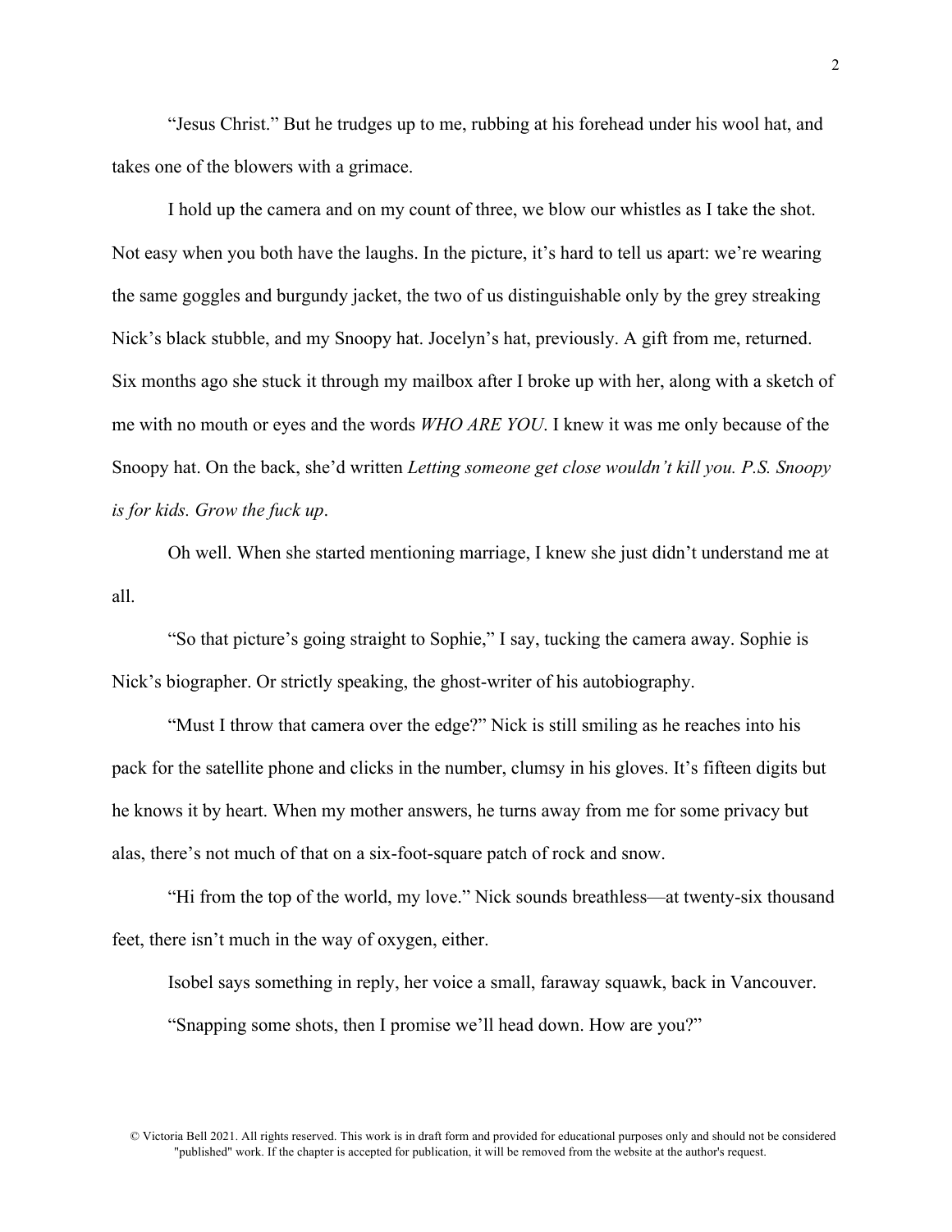"Jesus Christ." But he trudges up to me, rubbing at his forehead under his wool hat, and takes one of the blowers with a grimace.

I hold up the camera and on my count of three, we blow our whistles as I take the shot. Not easy when you both have the laughs. In the picture, it's hard to tell us apart: we're wearing the same goggles and burgundy jacket, the two of us distinguishable only by the grey streaking Nick's black stubble, and my Snoopy hat. Jocelyn's hat, previously. A gift from me, returned. Six months ago she stuck it through my mailbox after I broke up with her, along with a sketch of me with no mouth or eyes and the words *WHO ARE YOU*. I knew it was me only because of the Snoopy hat. On the back, she'd written *Letting someone get close wouldn't kill you. P.S. Snoopy is for kids. Grow the fuck up*.

Oh well. When she started mentioning marriage, I knew she just didn't understand me at all.

"So that picture's going straight to Sophie," I say, tucking the camera away. Sophie is Nick's biographer. Or strictly speaking, the ghost-writer of his autobiography.

"Must I throw that camera over the edge?" Nick is still smiling as he reaches into his pack for the satellite phone and clicks in the number, clumsy in his gloves. It's fifteen digits but he knows it by heart. When my mother answers, he turns away from me for some privacy but alas, there's not much of that on a six-foot-square patch of rock and snow.

"Hi from the top of the world, my love." Nick sounds breathless—at twenty-six thousand feet, there isn't much in the way of oxygen, either.

Isobel says something in reply, her voice a small, faraway squawk, back in Vancouver.

"Snapping some shots, then I promise we'll head down. How are you?"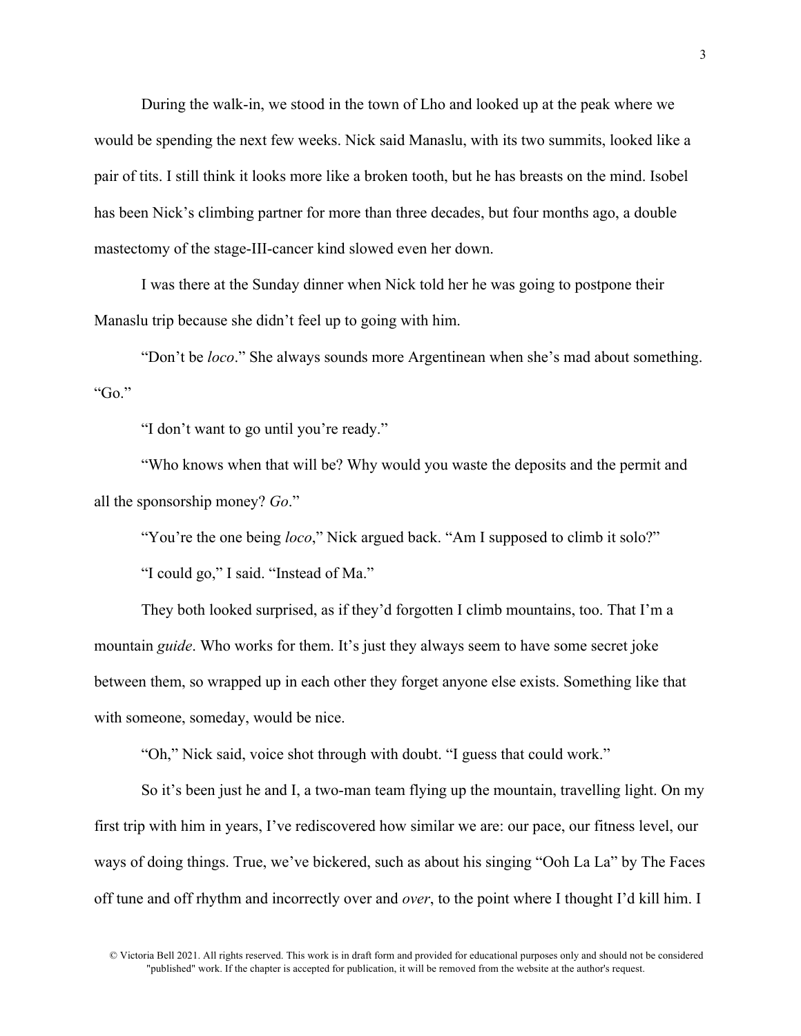During the walk-in, we stood in the town of Lho and looked up at the peak where we would be spending the next few weeks. Nick said Manaslu, with its two summits, looked like a pair of tits. I still think it looks more like a broken tooth, but he has breasts on the mind. Isobel has been Nick's climbing partner for more than three decades, but four months ago, a double mastectomy of the stage-III-cancer kind slowed even her down.

I was there at the Sunday dinner when Nick told her he was going to postpone their Manaslu trip because she didn't feel up to going with him.

"Don't be *loco*." She always sounds more Argentinean when she's mad about something. "Go."

"I don't want to go until you're ready."

"Who knows when that will be? Why would you waste the deposits and the permit and all the sponsorship money? *Go*."

"You're the one being *loco*," Nick argued back. "Am I supposed to climb it solo?"

"I could go," I said. "Instead of Ma."

They both looked surprised, as if they'd forgotten I climb mountains, too. That I'm a mountain *guide*. Who works for them. It's just they always seem to have some secret joke between them, so wrapped up in each other they forget anyone else exists. Something like that with someone, someday, would be nice.

"Oh," Nick said, voice shot through with doubt. "I guess that could work."

So it's been just he and I, a two-man team flying up the mountain, travelling light. On my first trip with him in years, I've rediscovered how similar we are: our pace, our fitness level, our ways of doing things. True, we've bickered, such as about his singing "Ooh La La" by The Faces off tune and off rhythm and incorrectly over and *over*, to the point where I thought I'd kill him. I

© Victoria Bell 2021. All rights reserved. This work is in draft form and provided for educational purposes only and should not be considered "published" work. If the chapter is accepted for publication, it will be removed from the website at the author's request.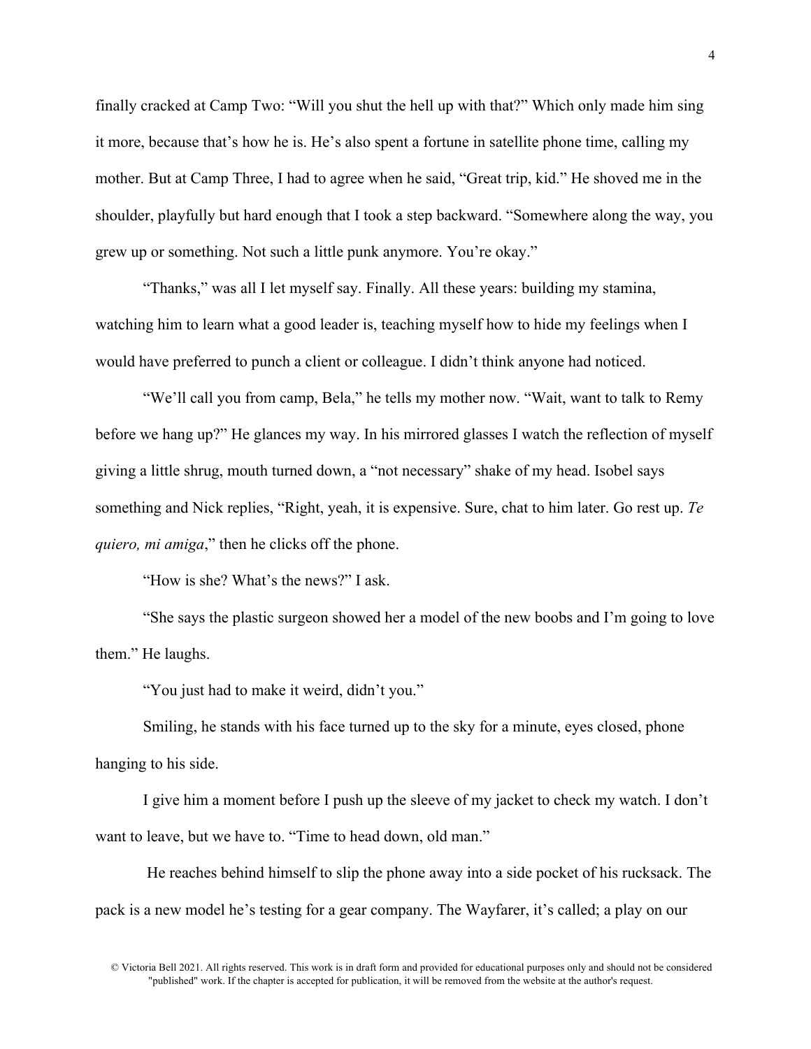finally cracked at Camp Two: "Will you shut the hell up with that?" Which only made him sing it more, because that's how he is. He's also spent a fortune in satellite phone time, calling my mother. But at Camp Three, I had to agree when he said, "Great trip, kid." He shoved me in the shoulder, playfully but hard enough that I took a step backward. "Somewhere along the way, you grew up or something. Not such a little punk anymore. You're okay."

"Thanks," was all I let myself say. Finally. All these years: building my stamina, watching him to learn what a good leader is, teaching myself how to hide my feelings when I would have preferred to punch a client or colleague. I didn't think anyone had noticed.

"We'll call you from camp, Bela," he tells my mother now. "Wait, want to talk to Remy before we hang up?" He glances my way. In his mirrored glasses I watch the reflection of myself giving a little shrug, mouth turned down, a "not necessary" shake of my head. Isobel says something and Nick replies, "Right, yeah, it is expensive. Sure, chat to him later. Go rest up. *Te quiero, mi amiga*," then he clicks off the phone.

"How is she? What's the news?" I ask.

"She says the plastic surgeon showed her a model of the new boobs and I'm going to love them." He laughs.

"You just had to make it weird, didn't you."

Smiling, he stands with his face turned up to the sky for a minute, eyes closed, phone hanging to his side.

I give him a moment before I push up the sleeve of my jacket to check my watch. I don't want to leave, but we have to. "Time to head down, old man."

He reaches behind himself to slip the phone away into a side pocket of his rucksack. The pack is a new model he's testing for a gear company. The Wayfarer, it's called; a play on our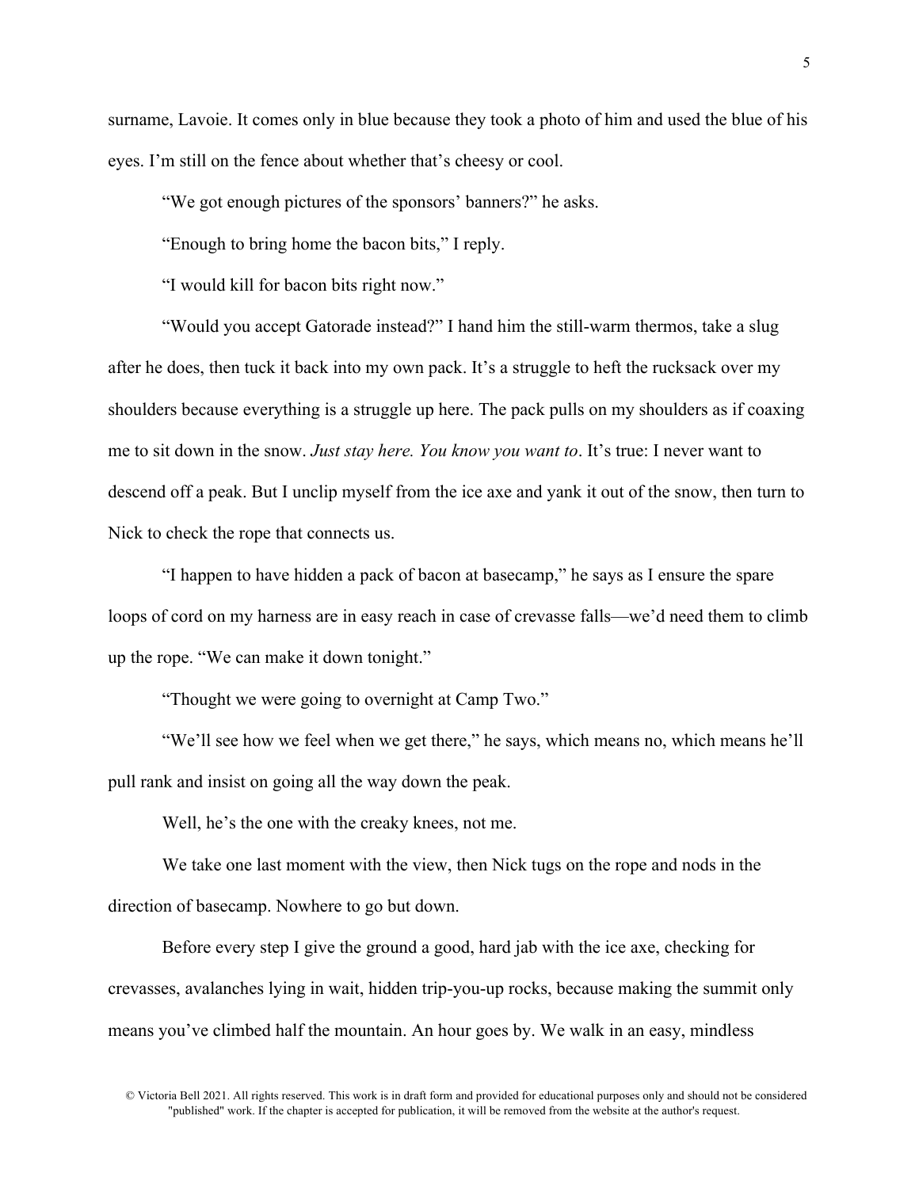surname, Lavoie. It comes only in blue because they took a photo of him and used the blue of his eyes. I'm still on the fence about whether that's cheesy or cool.

"We got enough pictures of the sponsors' banners?" he asks.

"Enough to bring home the bacon bits," I reply.

"I would kill for bacon bits right now."

"Would you accept Gatorade instead?" I hand him the still-warm thermos, take a slug after he does, then tuck it back into my own pack. It's a struggle to heft the rucksack over my shoulders because everything is a struggle up here. The pack pulls on my shoulders as if coaxing me to sit down in the snow. *Just stay here. You know you want to*. It's true: I never want to descend off a peak. But I unclip myself from the ice axe and yank it out of the snow, then turn to Nick to check the rope that connects us.

"I happen to have hidden a pack of bacon at basecamp," he says as I ensure the spare loops of cord on my harness are in easy reach in case of crevasse falls—we'd need them to climb up the rope. "We can make it down tonight."

"Thought we were going to overnight at Camp Two."

"We'll see how we feel when we get there," he says, which means no, which means he'll pull rank and insist on going all the way down the peak.

Well, he's the one with the creaky knees, not me.

We take one last moment with the view, then Nick tugs on the rope and nods in the direction of basecamp. Nowhere to go but down.

Before every step I give the ground a good, hard jab with the ice axe, checking for crevasses, avalanches lying in wait, hidden trip-you-up rocks, because making the summit only means you've climbed half the mountain. An hour goes by. We walk in an easy, mindless

© Victoria Bell 2021. All rights reserved. This work is in draft form and provided for educational purposes only and should not be considered "published" work. If the chapter is accepted for publication, it will be removed from the website at the author's request.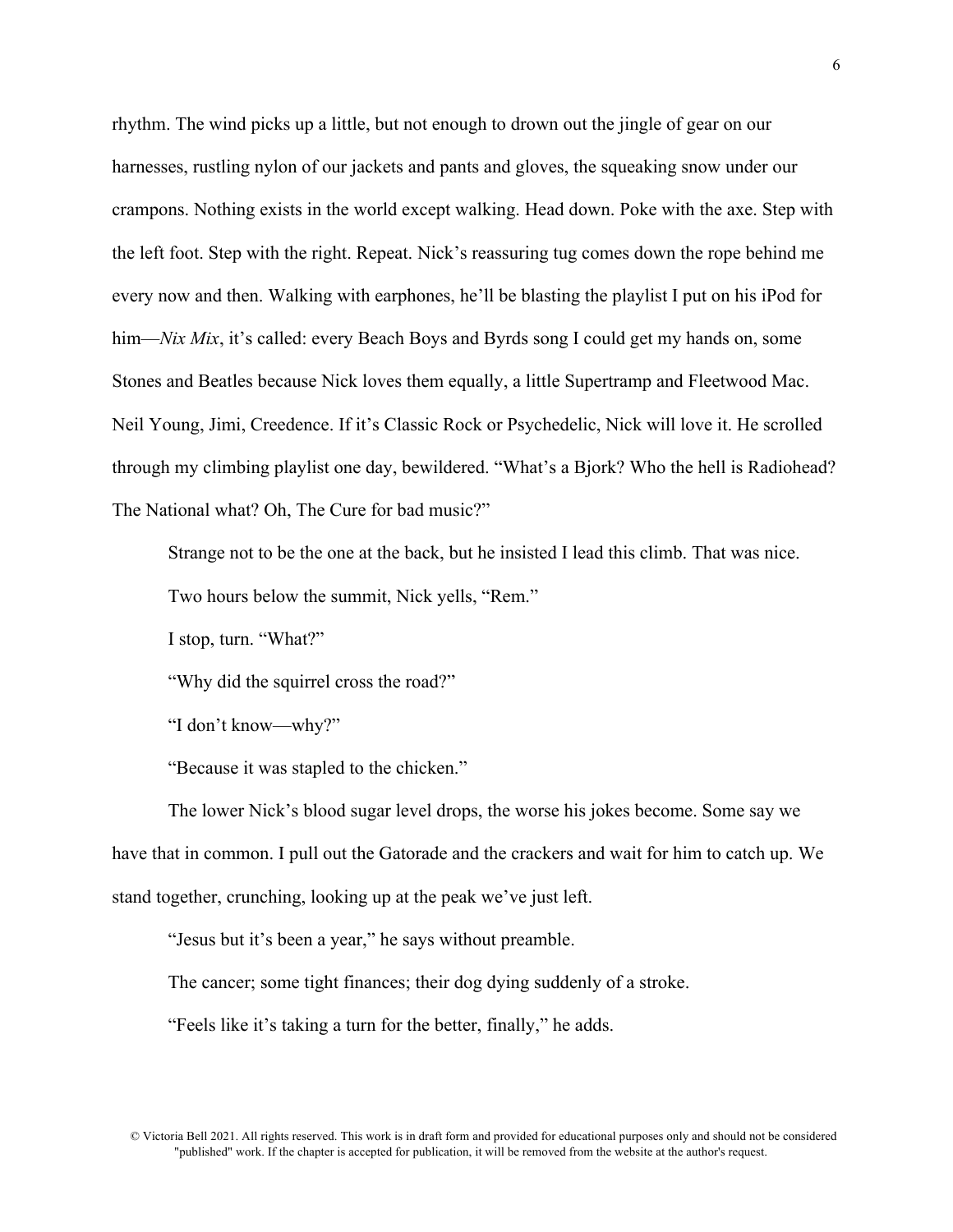rhythm. The wind picks up a little, but not enough to drown out the jingle of gear on our harnesses, rustling nylon of our jackets and pants and gloves, the squeaking snow under our crampons. Nothing exists in the world except walking. Head down. Poke with the axe. Step with the left foot. Step with the right. Repeat. Nick's reassuring tug comes down the rope behind me every now and then. Walking with earphones, he'll be blasting the playlist I put on his iPod for him—*Nix Mix*, it's called: every Beach Boys and Byrds song I could get my hands on, some Stones and Beatles because Nick loves them equally, a little Supertramp and Fleetwood Mac. Neil Young, Jimi, Creedence. If it's Classic Rock or Psychedelic, Nick will love it. He scrolled through my climbing playlist one day, bewildered. "What's a Bjork? Who the hell is Radiohead? The National what? Oh, The Cure for bad music?"

Strange not to be the one at the back, but he insisted I lead this climb. That was nice.

Two hours below the summit, Nick yells, "Rem."

I stop, turn. "What?"

"Why did the squirrel cross the road?"

"I don't know—why?"

"Because it was stapled to the chicken."

The lower Nick's blood sugar level drops, the worse his jokes become. Some say we have that in common. I pull out the Gatorade and the crackers and wait for him to catch up. We stand together, crunching, looking up at the peak we've just left.

"Jesus but it's been a year," he says without preamble.

The cancer; some tight finances; their dog dying suddenly of a stroke.

"Feels like it's taking a turn for the better, finally," he adds.

© Victoria Bell 2021. All rights reserved. This work is in draft form and provided for educational purposes only and should not be considered "published" work. If the chapter is accepted for publication, it will be removed from the website at the author's request.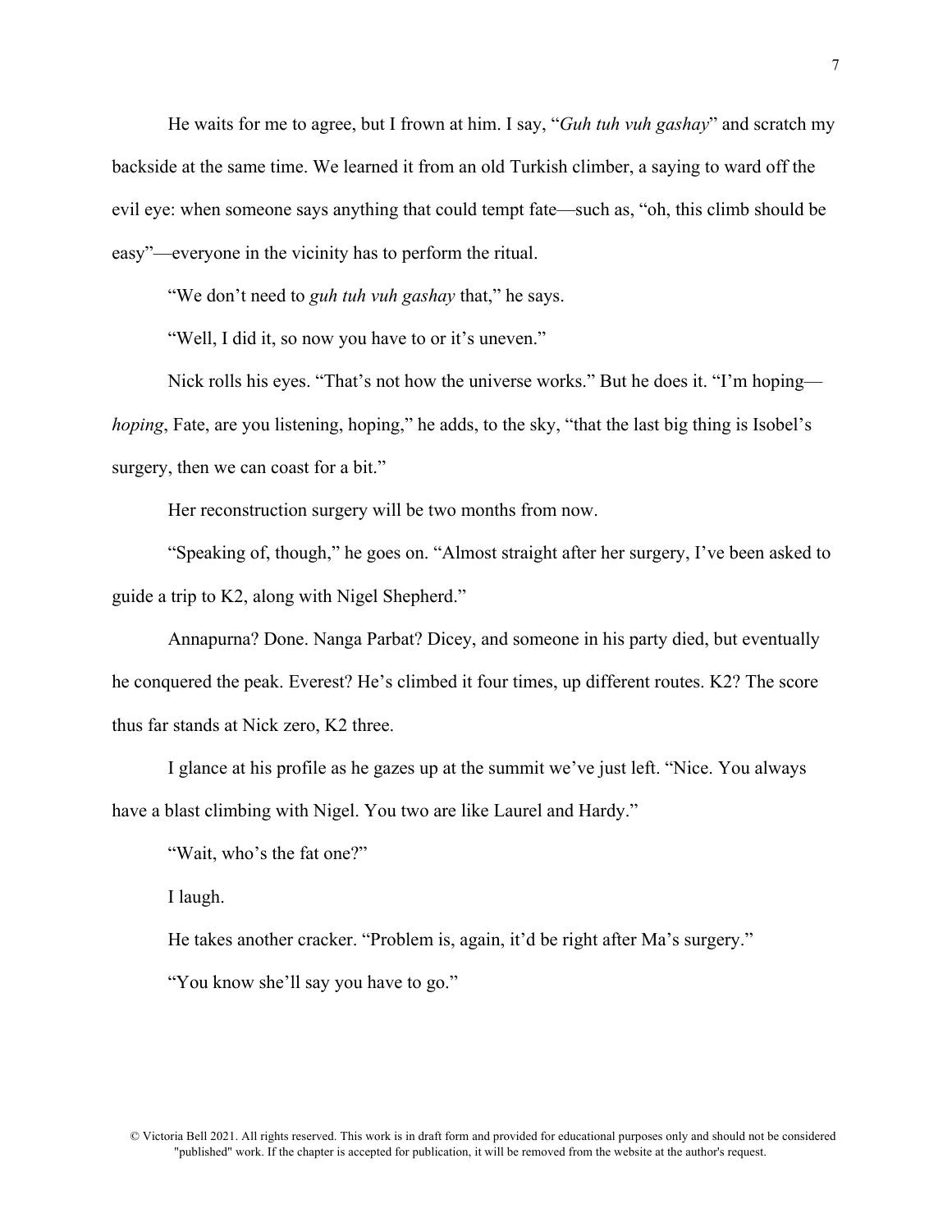He waits for me to agree, but I frown at him. I say, "*Guh tuh vuh gashay*" and scratch my backside at the same time. We learned it from an old Turkish climber, a saying to ward off the evil eye: when someone says anything that could tempt fate—such as, "oh, this climb should be easy"—everyone in the vicinity has to perform the ritual.

"We don't need to *guh tuh vuh gashay* that," he says.

"Well, I did it, so now you have to or it's uneven."

Nick rolls his eyes. "That's not how the universe works." But he does it. "I'm hoping—*hoping*, Fate, are you listening, hoping," he adds, to the sky, "that the last big thing is Isobel's surgery, then we can coast for a bit."

Her reconstruction surgery will be two months from now.

"Speaking of, though," he goes on. "Almost straight after her surgery, I've been asked to guide a trip to K2, along with Nigel Shepherd."

Annapurna? Done. Nanga Parbat? Dicey, and someone in his party died, but eventually he conquered the peak. Everest? He's climbed it four times, up different routes. K2? The score thus far stands at Nick zero, K2 three.

I glance at his profile as he gazes up at the summit we've just left. "Nice. You always have a blast climbing with Nigel. You two are like Laurel and Hardy."

"Wait, who's the fat one?"

I laugh.

He takes another cracker. "Problem is, again, it'd be right after Ma's surgery."

"You know she'll say you have to go."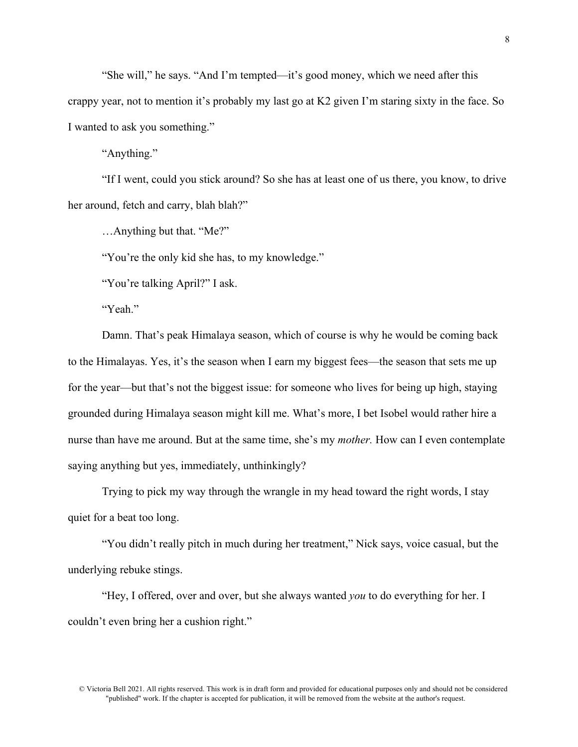"She will," he says. "And I'm tempted—it's good money, which we need after this crappy year, not to mention it's probably my last go at K2 given I'm staring sixty in the face. So I wanted to ask you something."

"Anything."

"If I went, could you stick around? So she has at least one of us there, you know, to drive her around, fetch and carry, blah blah?"

…Anything but that. "Me?"

"You're the only kid she has, to my knowledge."

"You're talking April?" I ask.

"Yeah."

Damn. That's peak Himalaya season, which of course is why he would be coming back to the Himalayas. Yes, it's the season when I earn my biggest fees—the season that sets me up for the year—but that's not the biggest issue: for someone who lives for being up high, staying grounded during Himalaya season might kill me. What's more, I bet Isobel would rather hire a nurse than have me around. But at the same time, she's my *mother.* How can I even contemplate saying anything but yes, immediately, unthinkingly?

Trying to pick my way through the wrangle in my head toward the right words, I stay quiet for a beat too long.

"You didn't really pitch in much during her treatment," Nick says, voice casual, but the underlying rebuke stings.

"Hey, I offered, over and over, but she always wanted *you* to do everything for her. I couldn't even bring her a cushion right."

© Victoria Bell 2021. All rights reserved. This work is in draft form and provided for educational purposes only and should not be considered "published" work. If the chapter is accepted for publication, it will be removed from the website at the author's request.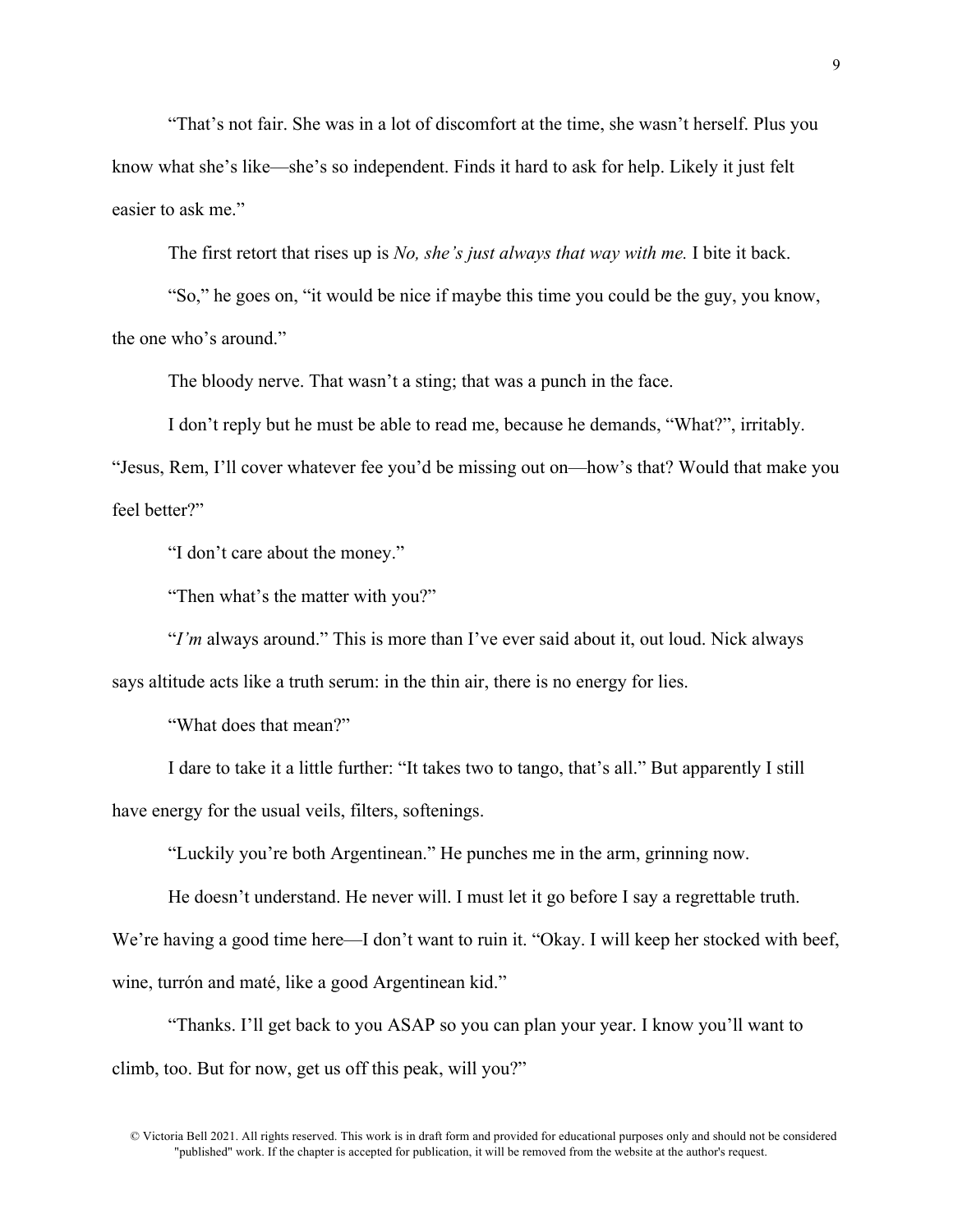"That's not fair. She was in a lot of discomfort at the time, she wasn't herself. Plus you know what she's like—she's so independent. Finds it hard to ask for help. Likely it just felt easier to ask me."

The first retort that rises up is *No, she's just always that way with me.* I bite it back.

"So," he goes on, "it would be nice if maybe this time you could be the guy, you know, the one who's around."

The bloody nerve. That wasn't a sting; that was a punch in the face.

I don't reply but he must be able to read me, because he demands, "What?", irritably. "Jesus, Rem, I'll cover whatever fee you'd be missing out on—how's that? Would that make you feel better?"

"I don't care about the money."

"Then what's the matter with you?"

"*I'm* always around." This is more than I've ever said about it, out loud. Nick always says altitude acts like a truth serum: in the thin air, there is no energy for lies.

"What does that mean?"

I dare to take it a little further: "It takes two to tango, that's all." But apparently I still have energy for the usual veils, filters, softenings.

"Luckily you're both Argentinean." He punches me in the arm, grinning now.

He doesn't understand. He never will. I must let it go before I say a regrettable truth. We're having a good time here—I don't want to ruin it. "Okay. I will keep her stocked with beef, wine, turrón and maté, like a good Argentinean kid."

"Thanks. I'll get back to you ASAP so you can plan your year. I know you'll want to climb, too. But for now, get us off this peak, will you?"

© Victoria Bell 2021. All rights reserved. This work is in draft form and provided for educational purposes only and should not be considered "published" work. If the chapter is accepted for publication, it will be removed from the website at the author's request.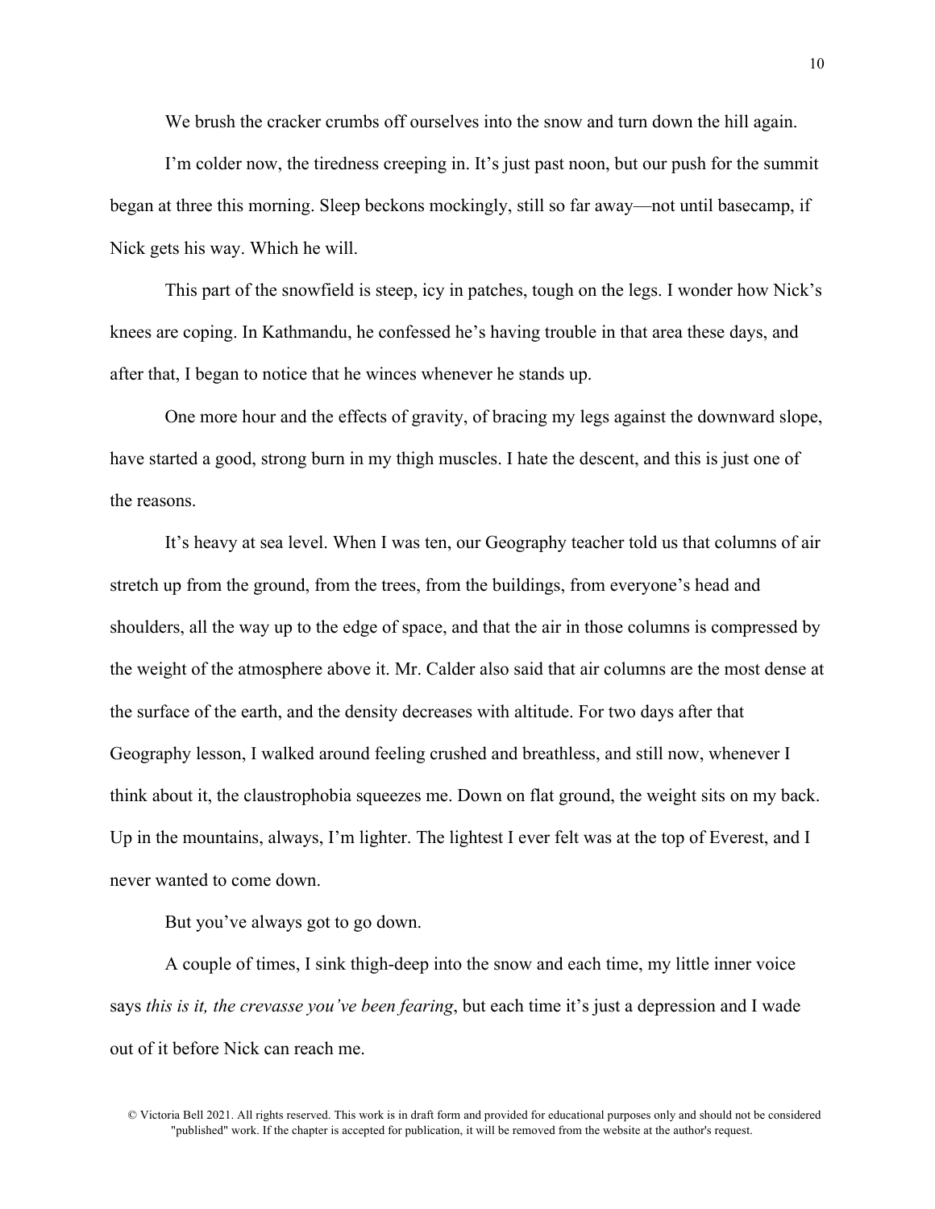We brush the cracker crumbs off ourselves into the snow and turn down the hill again.

I'm colder now, the tiredness creeping in. It's just past noon, but our push for the summit began at three this morning. Sleep beckons mockingly, still so far away—not until basecamp, if Nick gets his way. Which he will.

This part of the snowfield is steep, icy in patches, tough on the legs. I wonder how Nick's knees are coping. In Kathmandu, he confessed he's having trouble in that area these days, and after that, I began to notice that he winces whenever he stands up.

One more hour and the effects of gravity, of bracing my legs against the downward slope, have started a good, strong burn in my thigh muscles. I hate the descent, and this is just one of the reasons.

It's heavy at sea level. When I was ten, our Geography teacher told us that columns of air stretch up from the ground, from the trees, from the buildings, from everyone's head and shoulders, all the way up to the edge of space, and that the air in those columns is compressed by the weight of the atmosphere above it. Mr. Calder also said that air columns are the most dense at the surface of the earth, and the density decreases with altitude. For two days after that Geography lesson, I walked around feeling crushed and breathless, and still now, whenever I think about it, the claustrophobia squeezes me. Down on flat ground, the weight sits on my back. Up in the mountains, always, I'm lighter. The lightest I ever felt was at the top of Everest, and I never wanted to come down.

But you've always got to go down.

A couple of times, I sink thigh-deep into the snow and each time, my little inner voice says *this is it, the crevasse you've been fearing*, but each time it's just a depression and I wade out of it before Nick can reach me.

© Victoria Bell 2021. All rights reserved. This work is in draft form and provided for educational purposes only and should not be considered "published" work. If the chapter is accepted for publication, it will be removed from the website at the author's request.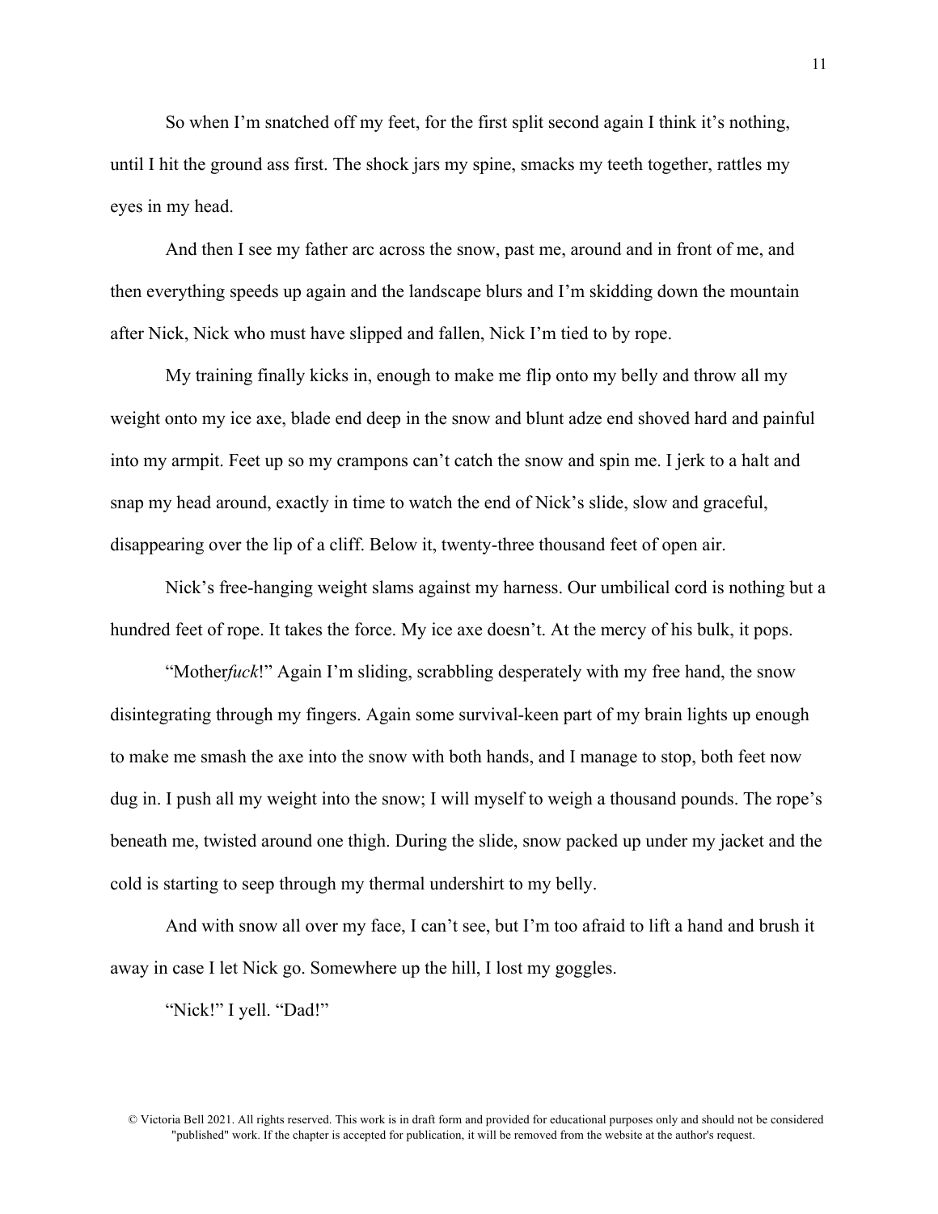So when I'm snatched off my feet, for the first split second again I think it's nothing, until I hit the ground ass first. The shock jars my spine, smacks my teeth together, rattles my eyes in my head.

And then I see my father arc across the snow, past me, around and in front of me, and then everything speeds up again and the landscape blurs and I'm skidding down the mountain after Nick, Nick who must have slipped and fallen, Nick I'm tied to by rope.

My training finally kicks in, enough to make me flip onto my belly and throw all my weight onto my ice axe, blade end deep in the snow and blunt adze end shoved hard and painful into my armpit. Feet up so my crampons can't catch the snow and spin me. I jerk to a halt and snap my head around, exactly in time to watch the end of Nick's slide, slow and graceful, disappearing over the lip of a cliff. Below it, twenty-three thousand feet of open air.

Nick's free-hanging weight slams against my harness. Our umbilical cord is nothing but a hundred feet of rope. It takes the force. My ice axe doesn't. At the mercy of his bulk, it pops.

"Mother*fuck*!" Again I'm sliding, scrabbling desperately with my free hand, the snow disintegrating through my fingers. Again some survival-keen part of my brain lights up enough to make me smash the axe into the snow with both hands, and I manage to stop, both feet now dug in. I push all my weight into the snow; I will myself to weigh a thousand pounds. The rope's beneath me, twisted around one thigh. During the slide, snow packed up under my jacket and the cold is starting to seep through my thermal undershirt to my belly.

And with snow all over my face, I can't see, but I'm too afraid to lift a hand and brush it away in case I let Nick go. Somewhere up the hill, I lost my goggles.

"Nick!" I yell. "Dad!"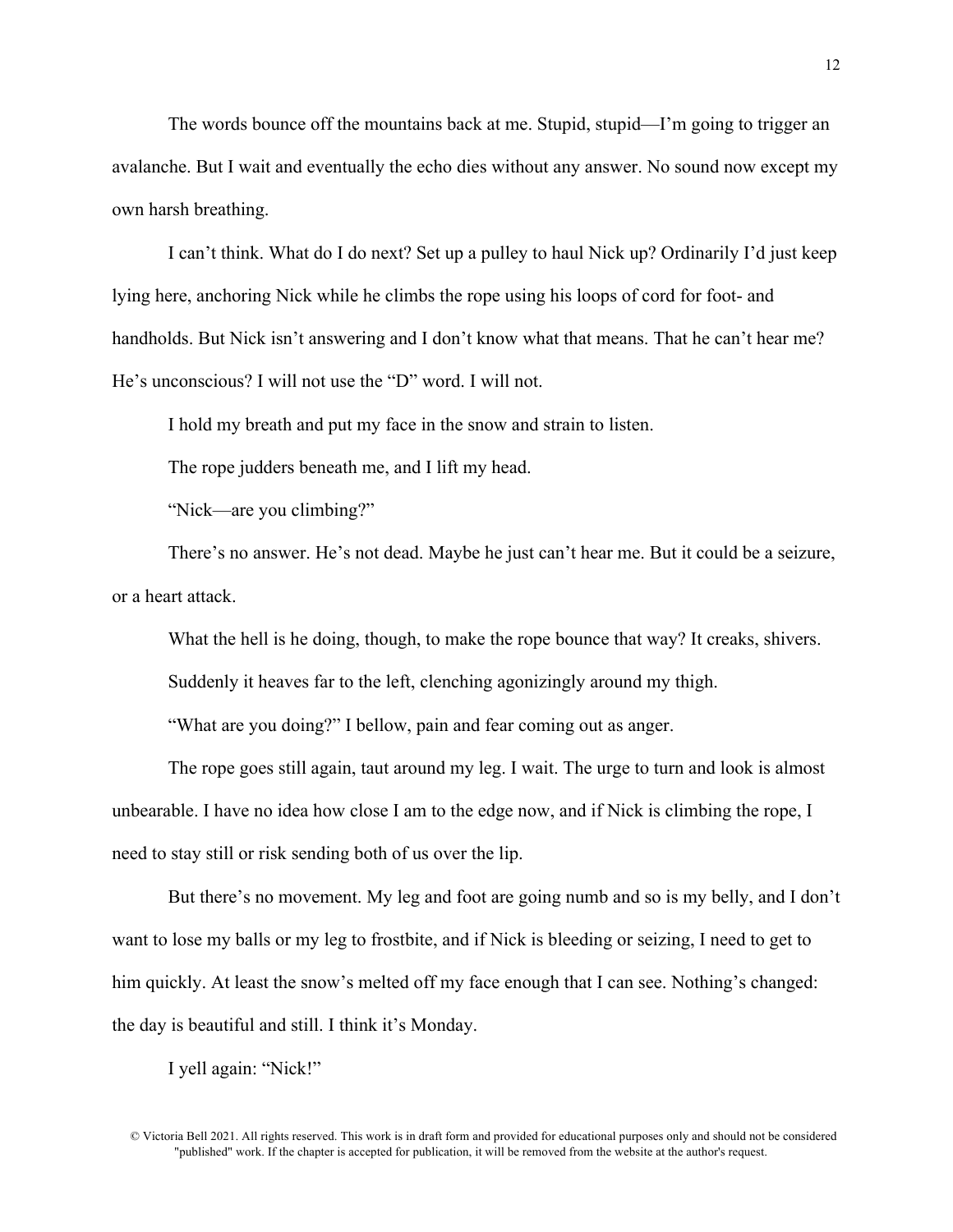The words bounce off the mountains back at me. Stupid, stupid—I'm going to trigger an avalanche. But I wait and eventually the echo dies without any answer. No sound now except my own harsh breathing.

I can't think. What do I do next? Set up a pulley to haul Nick up? Ordinarily I'd just keep lying here, anchoring Nick while he climbs the rope using his loops of cord for foot- and handholds. But Nick isn't answering and I don't know what that means. That he can't hear me? He's unconscious? I will not use the "D" word. I will not.

I hold my breath and put my face in the snow and strain to listen.

The rope judders beneath me, and I lift my head.

"Nick—are you climbing?"

There's no answer. He's not dead. Maybe he just can't hear me. But it could be a seizure, or a heart attack.

What the hell is he doing, though, to make the rope bounce that way? It creaks, shivers.

Suddenly it heaves far to the left, clenching agonizingly around my thigh.

"What are you doing?" I bellow, pain and fear coming out as anger.

The rope goes still again, taut around my leg. I wait. The urge to turn and look is almost unbearable. I have no idea how close I am to the edge now, and if Nick is climbing the rope, I need to stay still or risk sending both of us over the lip.

But there's no movement. My leg and foot are going numb and so is my belly, and I don't want to lose my balls or my leg to frostbite, and if Nick is bleeding or seizing, I need to get to him quickly. At least the snow's melted off my face enough that I can see. Nothing's changed: the day is beautiful and still. I think it's Monday.

I yell again: "Nick!"

© Victoria Bell 2021. All rights reserved. This work is in draft form and provided for educational purposes only and should not be considered "published" work. If the chapter is accepted for publication, it will be removed from the website at the author's request.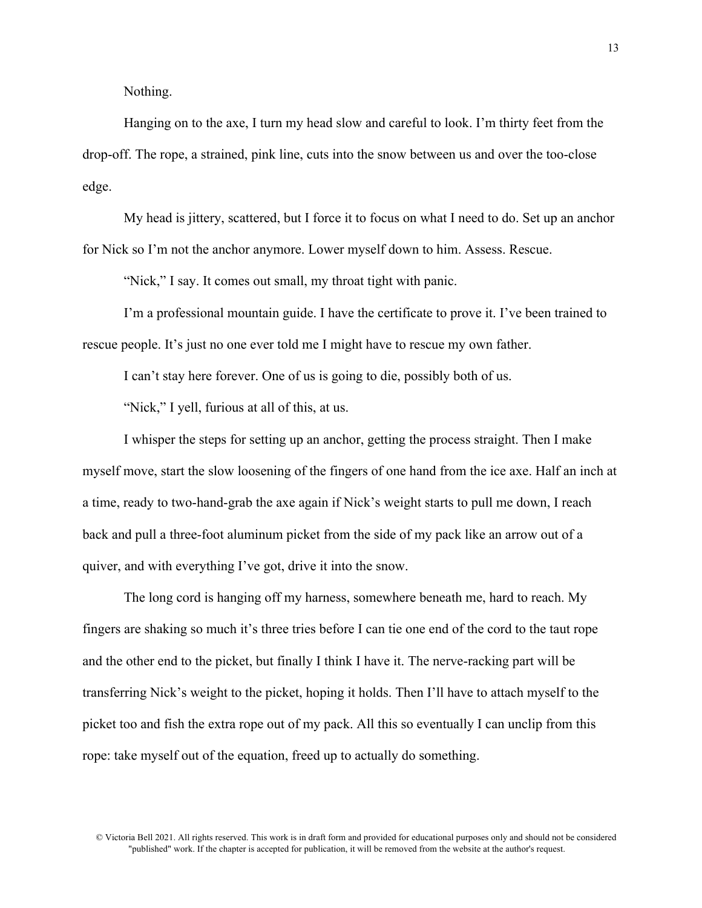Nothing.

Hanging on to the axe, I turn my head slow and careful to look. I'm thirty feet from the drop-off. The rope, a strained, pink line, cuts into the snow between us and over the too-close edge.

My head is jittery, scattered, but I force it to focus on what I need to do. Set up an anchor for Nick so I'm not the anchor anymore. Lower myself down to him. Assess. Rescue.

"Nick," I say. It comes out small, my throat tight with panic.

I'm a professional mountain guide. I have the certificate to prove it. I've been trained to rescue people. It's just no one ever told me I might have to rescue my own father.

I can't stay here forever. One of us is going to die, possibly both of us.

"Nick," I yell, furious at all of this, at us.

I whisper the steps for setting up an anchor, getting the process straight. Then I make myself move, start the slow loosening of the fingers of one hand from the ice axe. Half an inch at a time, ready to two-hand-grab the axe again if Nick's weight starts to pull me down, I reach back and pull a three-foot aluminum picket from the side of my pack like an arrow out of a quiver, and with everything I've got, drive it into the snow.

The long cord is hanging off my harness, somewhere beneath me, hard to reach. My fingers are shaking so much it's three tries before I can tie one end of the cord to the taut rope and the other end to the picket, but finally I think I have it. The nerve-racking part will be transferring Nick's weight to the picket, hoping it holds. Then I'll have to attach myself to the picket too and fish the extra rope out of my pack. All this so eventually I can unclip from this rope: take myself out of the equation, freed up to actually do something.

© Victoria Bell 2021. All rights reserved. This work is in draft form and provided for educational purposes only and should not be considered "published" work. If the chapter is accepted for publication, it will be removed from the website at the author's request.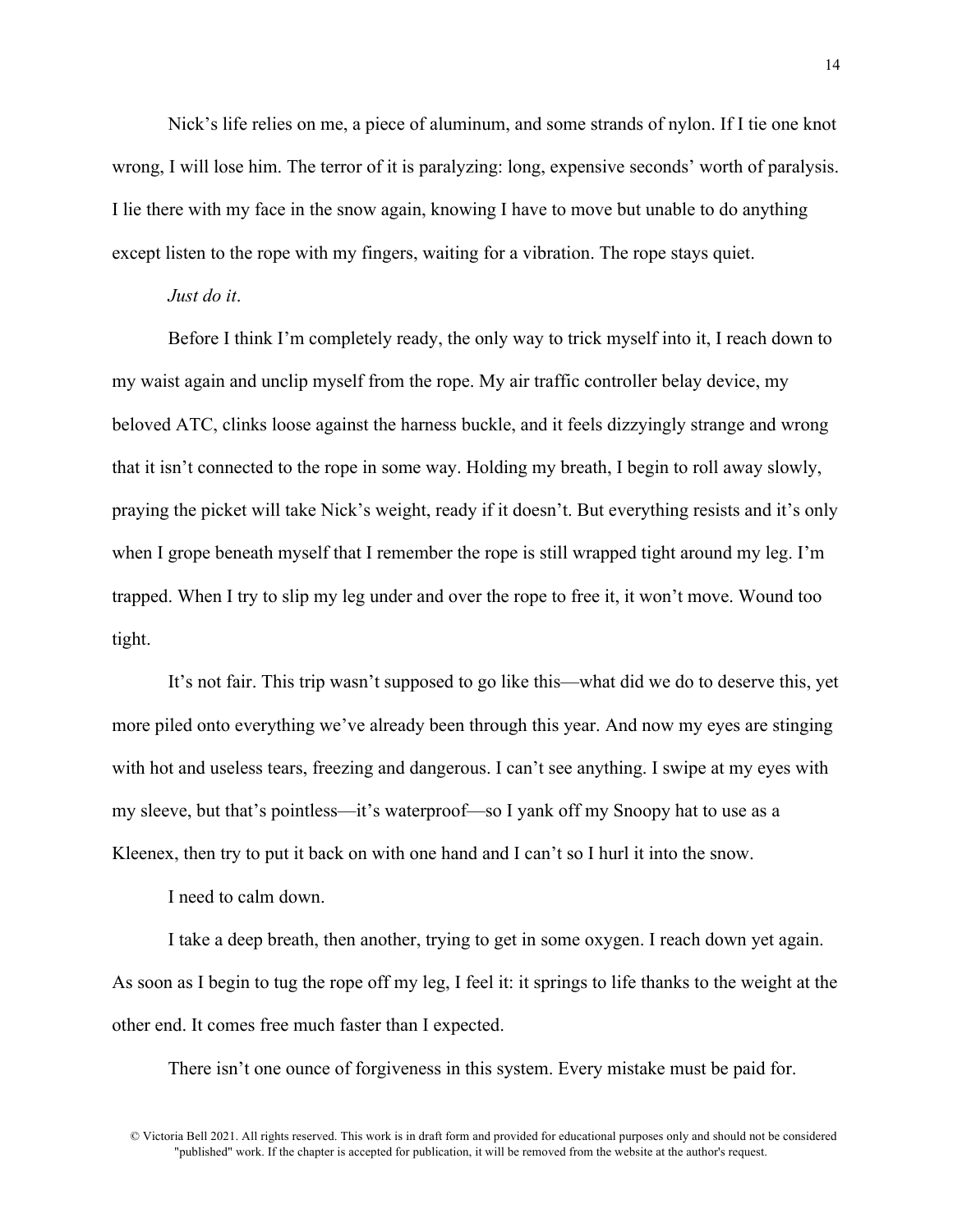Nick's life relies on me, a piece of aluminum, and some strands of nylon. If I tie one knot wrong, I will lose him. The terror of it is paralyzing: long, expensive seconds' worth of paralysis. I lie there with my face in the snow again, knowing I have to move but unable to do anything except listen to the rope with my fingers, waiting for a vibration. The rope stays quiet.

*Just do it*.

Before I think I'm completely ready, the only way to trick myself into it, I reach down to my waist again and unclip myself from the rope. My air traffic controller belay device, my beloved ATC, clinks loose against the harness buckle, and it feels dizzyingly strange and wrong that it isn't connected to the rope in some way. Holding my breath, I begin to roll away slowly, praying the picket will take Nick's weight, ready if it doesn't. But everything resists and it's only when I grope beneath myself that I remember the rope is still wrapped tight around my leg. I'm trapped. When I try to slip my leg under and over the rope to free it, it won't move. Wound too tight.

It's not fair. This trip wasn't supposed to go like this—what did we do to deserve this, yet more piled onto everything we've already been through this year. And now my eyes are stinging with hot and useless tears, freezing and dangerous. I can't see anything. I swipe at my eyes with my sleeve, but that's pointless—it's waterproof—so I yank off my Snoopy hat to use as a Kleenex, then try to put it back on with one hand and I can't so I hurl it into the snow.

I need to calm down.

I take a deep breath, then another, trying to get in some oxygen. I reach down yet again. As soon as I begin to tug the rope off my leg, I feel it: it springs to life thanks to the weight at the other end. It comes free much faster than I expected.

There isn't one ounce of forgiveness in this system. Every mistake must be paid for.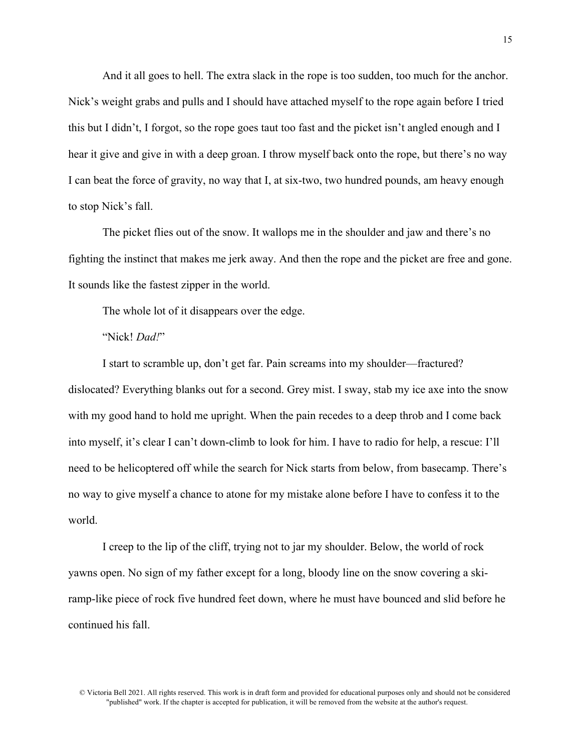And it all goes to hell. The extra slack in the rope is too sudden, too much for the anchor. Nick's weight grabs and pulls and I should have attached myself to the rope again before I tried this but I didn't, I forgot, so the rope goes taut too fast and the picket isn't angled enough and I hear it give and give in with a deep groan. I throw myself back onto the rope, but there's no way I can beat the force of gravity, no way that I, at six-two, two hundred pounds, am heavy enough to stop Nick's fall.

The picket flies out of the snow. It wallops me in the shoulder and jaw and there's no fighting the instinct that makes me jerk away. And then the rope and the picket are free and gone. It sounds like the fastest zipper in the world.

The whole lot of it disappears over the edge.

"Nick! *Dad!*"

I start to scramble up, don't get far. Pain screams into my shoulder—fractured? dislocated? Everything blanks out for a second. Grey mist. I sway, stab my ice axe into the snow with my good hand to hold me upright. When the pain recedes to a deep throb and I come back into myself, it's clear I can't down-climb to look for him. I have to radio for help, a rescue: I'll need to be helicoptered off while the search for Nick starts from below, from basecamp. There's no way to give myself a chance to atone for my mistake alone before I have to confess it to the world.

I creep to the lip of the cliff, trying not to jar my shoulder. Below, the world of rock yawns open. No sign of my father except for a long, bloody line on the snow covering a ski-ramp-like piece of rock five hundred feet down, where he must have bounced and slid before he continued his fall.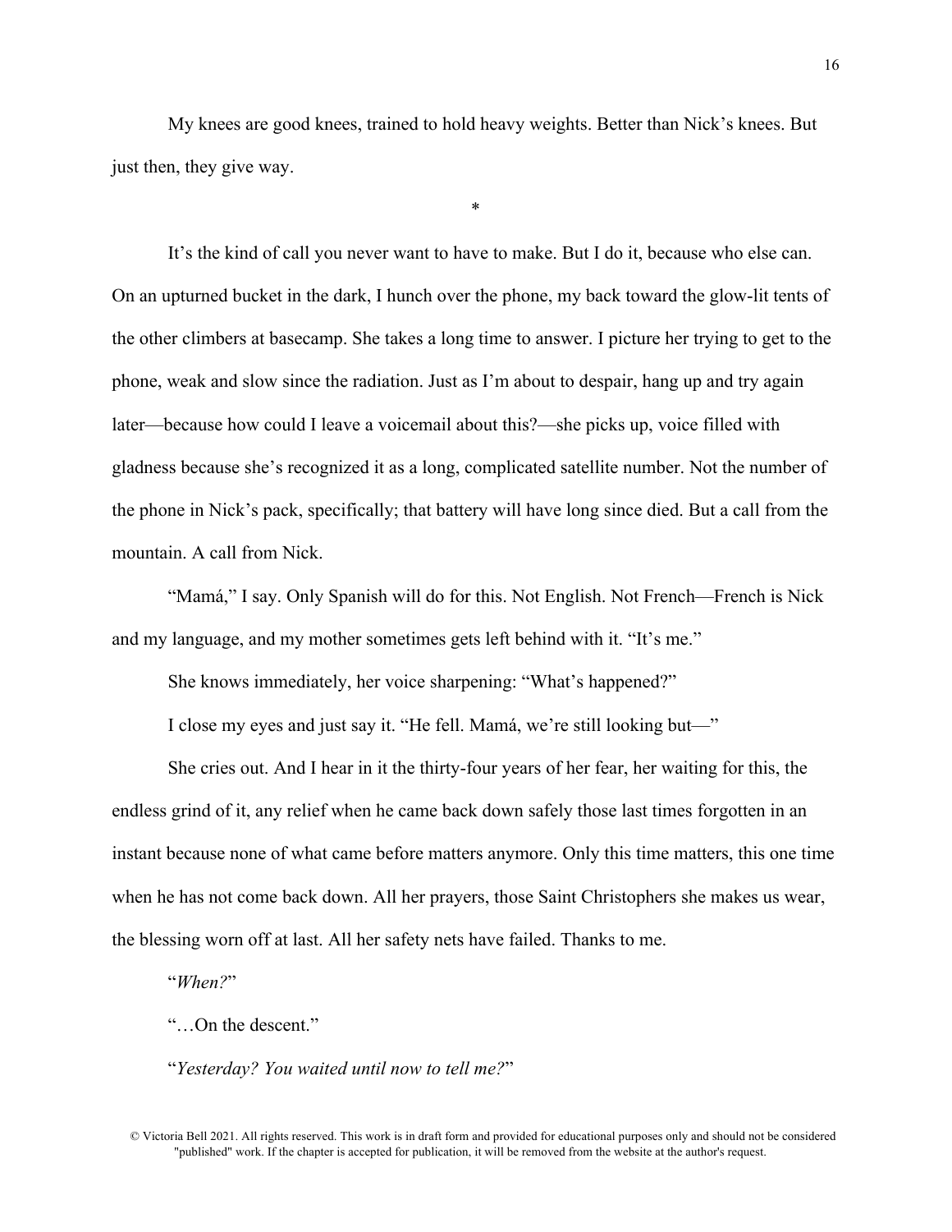My knees are good knees, trained to hold heavy weights. Better than Nick's knees. But just then, they give way.

*

It's the kind of call you never want to have to make. But I do it, because who else can. On an upturned bucket in the dark, I hunch over the phone, my back toward the glow-lit tents of the other climbers at basecamp. She takes a long time to answer. I picture her trying to get to the phone, weak and slow since the radiation. Just as I'm about to despair, hang up and try again later—because how could I leave a voicemail about this?—she picks up, voice filled with gladness because she's recognized it as a long, complicated satellite number. Not the number of the phone in Nick's pack, specifically; that battery will have long since died. But a call from the mountain. A call from Nick.

"Mamá," I say. Only Spanish will do for this. Not English. Not French—French is Nick and my language, and my mother sometimes gets left behind with it. "It's me."

She knows immediately, her voice sharpening: "What's happened?"

I close my eyes and just say it. "He fell. Mamá, we're still looking but—"

She cries out. And I hear in it the thirty-four years of her fear, her waiting for this, the endless grind of it, any relief when he came back down safely those last times forgotten in an instant because none of what came before matters anymore. Only this time matters, this one time when he has not come back down. All her prayers, those Saint Christophers she makes us wear, the blessing worn off at last. All her safety nets have failed. Thanks to me.

"*When?*"

"…On the descent."

"*Yesterday? You waited until now to tell me?*"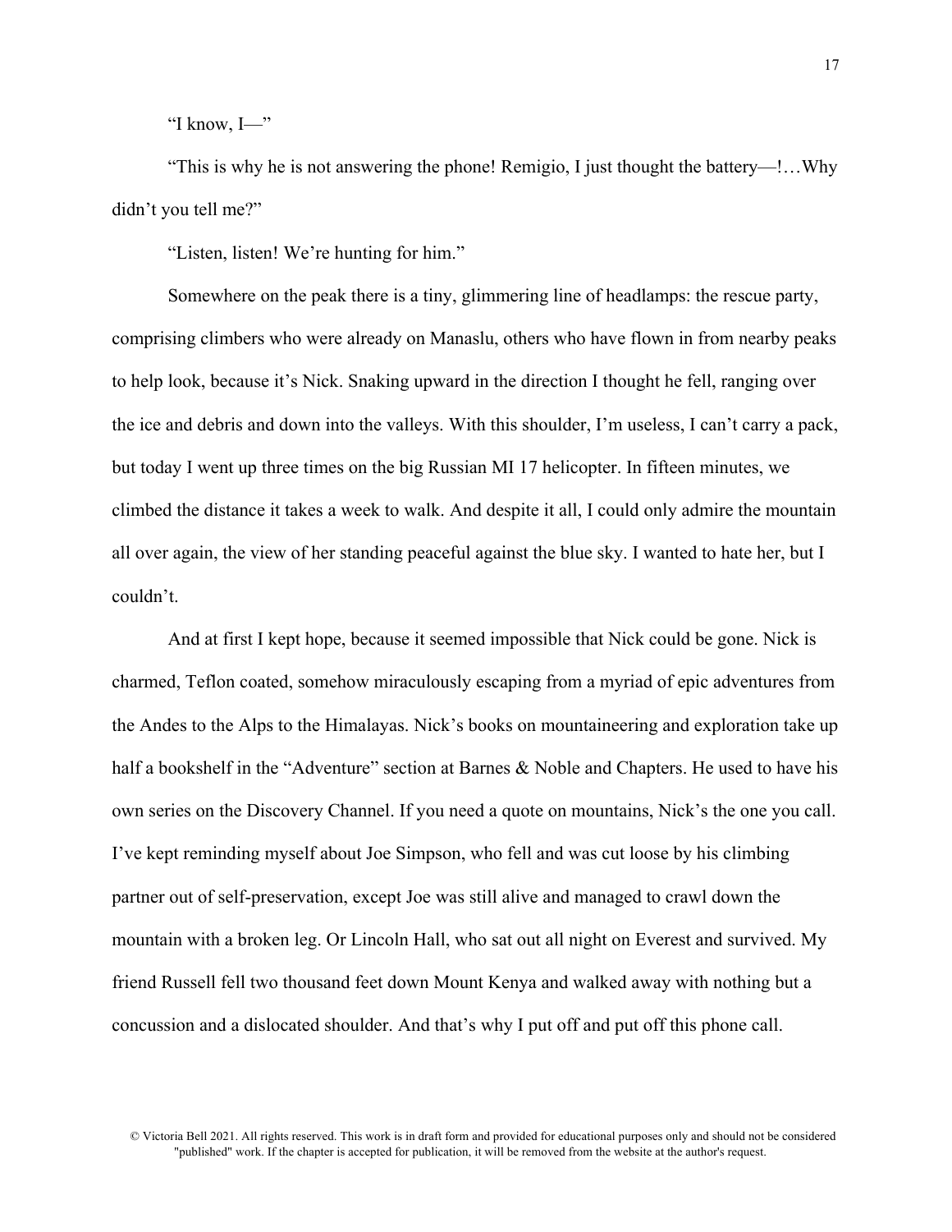"I know, I—"

"This is why he is not answering the phone! Remigio, I just thought the battery—!…Why didn't you tell me?"

"Listen, listen! We're hunting for him."

Somewhere on the peak there is a tiny, glimmering line of headlamps: the rescue party, comprising climbers who were already on Manaslu, others who have flown in from nearby peaks to help look, because it's Nick. Snaking upward in the direction I thought he fell, ranging over the ice and debris and down into the valleys. With this shoulder, I'm useless, I can't carry a pack, but today I went up three times on the big Russian MI 17 helicopter. In fifteen minutes, we climbed the distance it takes a week to walk. And despite it all, I could only admire the mountain all over again, the view of her standing peaceful against the blue sky. I wanted to hate her, but I couldn't.

And at first I kept hope, because it seemed impossible that Nick could be gone. Nick is charmed, Teflon coated, somehow miraculously escaping from a myriad of epic adventures from the Andes to the Alps to the Himalayas. Nick's books on mountaineering and exploration take up half a bookshelf in the "Adventure" section at Barnes & Noble and Chapters. He used to have his own series on the Discovery Channel. If you need a quote on mountains, Nick's the one you call. I've kept reminding myself about Joe Simpson, who fell and was cut loose by his climbing partner out of self-preservation, except Joe was still alive and managed to crawl down the mountain with a broken leg. Or Lincoln Hall, who sat out all night on Everest and survived. My friend Russell fell two thousand feet down Mount Kenya and walked away with nothing but a concussion and a dislocated shoulder. And that's why I put off and put off this phone call.

© Victoria Bell 2021. All rights reserved. This work is in draft form and provided for educational purposes only and should not be considered "published" work. If the chapter is accepted for publication, it will be removed from the website at the author's request.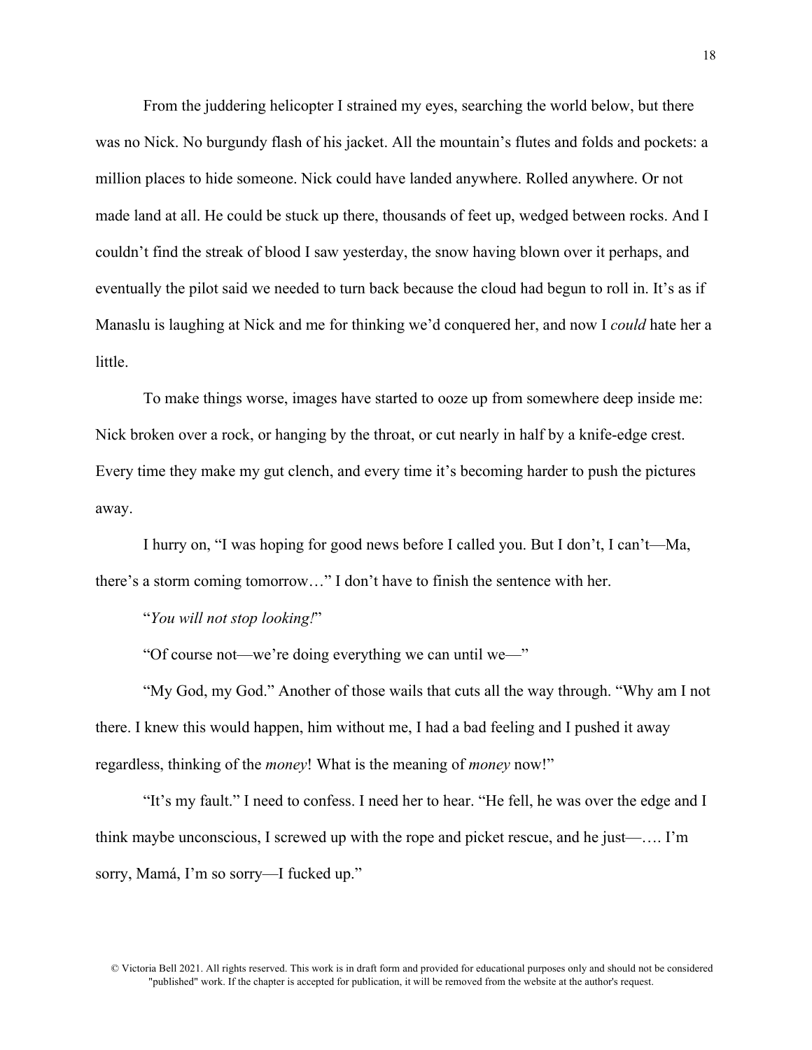From the juddering helicopter I strained my eyes, searching the world below, but there was no Nick. No burgundy flash of his jacket. All the mountain's flutes and folds and pockets: a million places to hide someone. Nick could have landed anywhere. Rolled anywhere. Or not made land at all. He could be stuck up there, thousands of feet up, wedged between rocks. And I couldn't find the streak of blood I saw yesterday, the snow having blown over it perhaps, and eventually the pilot said we needed to turn back because the cloud had begun to roll in. It's as if Manaslu is laughing at Nick and me for thinking we'd conquered her, and now I *could* hate her a little.

To make things worse, images have started to ooze up from somewhere deep inside me: Nick broken over a rock, or hanging by the throat, or cut nearly in half by a knife-edge crest. Every time they make my gut clench, and every time it's becoming harder to push the pictures away.

I hurry on, "I was hoping for good news before I called you. But I don't, I can't—Ma, there's a storm coming tomorrow…" I don't have to finish the sentence with her.

"*You will not stop looking!*"

"Of course not—we're doing everything we can until we—"

"My God, my God." Another of those wails that cuts all the way through. "Why am I not there. I knew this would happen, him without me, I had a bad feeling and I pushed it away regardless, thinking of the *money*! What is the meaning of *money* now!"

"It's my fault." I need to confess. I need her to hear. "He fell, he was over the edge and I think maybe unconscious, I screwed up with the rope and picket rescue, and he just—…. I'm sorry, Mamá, I'm so sorry—I fucked up."

© Victoria Bell 2021. All rights reserved. This work is in draft form and provided for educational purposes only and should not be considered "published" work. If the chapter is accepted for publication, it will be removed from the website at the author's request.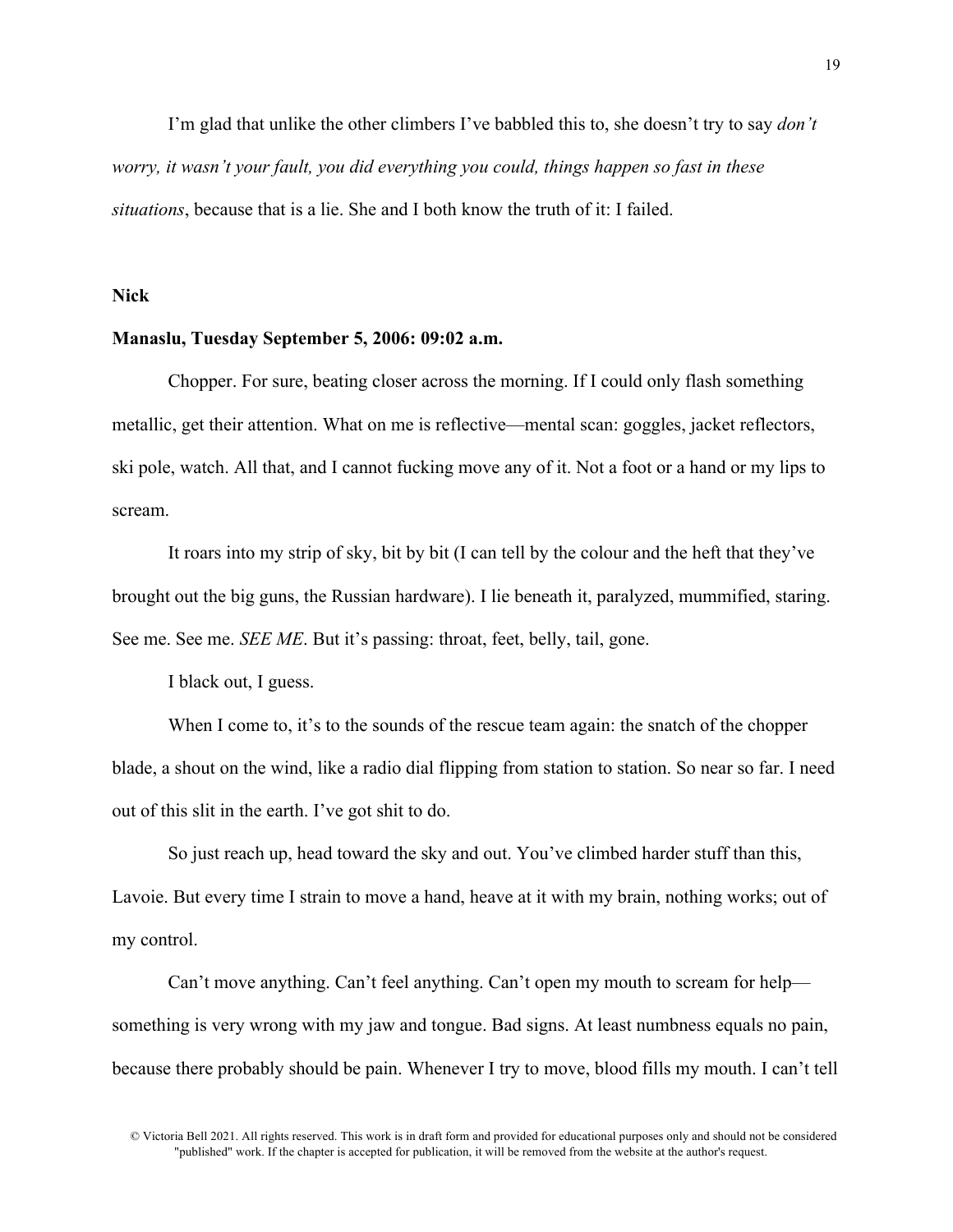I'm glad that unlike the other climbers I've babbled this to, she doesn't try to say *don't worry, it wasn't your fault, you did everything you could, things happen so fast in these situations*, because that is a lie. She and I both know the truth of it: I failed.

**Nick**

**Manaslu, Tuesday September 5, 2006: 09:02 a.m.**

Chopper. For sure, beating closer across the morning. If I could only flash something metallic, get their attention. What on me is reflective—mental scan: goggles, jacket reflectors, ski pole, watch. All that, and I cannot fucking move any of it. Not a foot or a hand or my lips to scream.

It roars into my strip of sky, bit by bit (I can tell by the colour and the heft that they've brought out the big guns, the Russian hardware). I lie beneath it, paralyzed, mummified, staring. See me. See me. *SEE ME*. But it's passing: throat, feet, belly, tail, gone.

I black out, I guess.

When I come to, it's to the sounds of the rescue team again: the snatch of the chopper blade, a shout on the wind, like a radio dial flipping from station to station. So near so far. I need out of this slit in the earth. I've got shit to do.

So just reach up, head toward the sky and out. You've climbed harder stuff than this, Lavoie. But every time I strain to move a hand, heave at it with my brain, nothing works; out of my control.

Can't move anything. Can't feel anything. Can't open my mouth to scream for help—something is very wrong with my jaw and tongue. Bad signs. At least numbness equals no pain, because there probably should be pain. Whenever I try to move, blood fills my mouth. I can't tell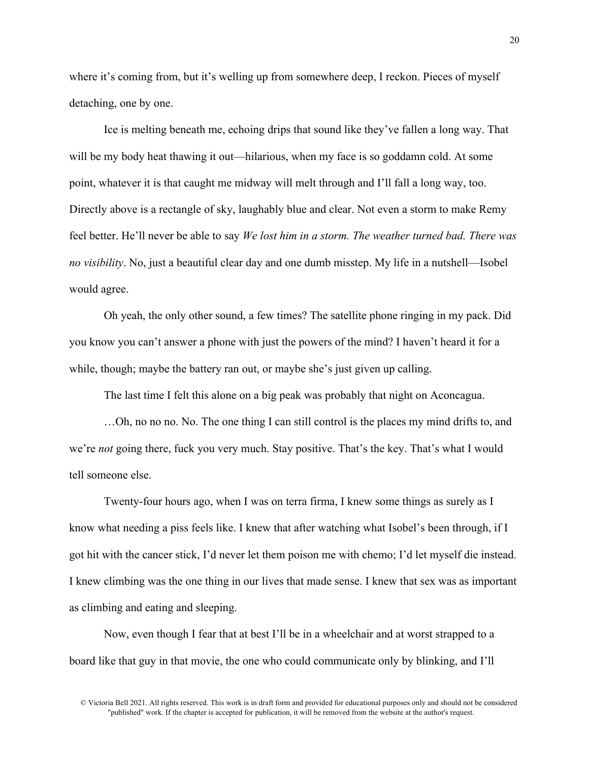where it's coming from, but it's welling up from somewhere deep, I reckon. Pieces of myself detaching, one by one.

Ice is melting beneath me, echoing drips that sound like they've fallen a long way. That will be my body heat thawing it out—hilarious, when my face is so goddamn cold. At some point, whatever it is that caught me midway will melt through and I'll fall a long way, too. Directly above is a rectangle of sky, laughably blue and clear. Not even a storm to make Remy feel better. He'll never be able to say *We lost him in a storm. The weather turned bad. There was no visibility*. No, just a beautiful clear day and one dumb misstep. My life in a nutshell—Isobel would agree.

Oh yeah, the only other sound, a few times? The satellite phone ringing in my pack. Did you know you can't answer a phone with just the powers of the mind? I haven't heard it for a while, though; maybe the battery ran out, or maybe she's just given up calling.

The last time I felt this alone on a big peak was probably that night on Aconcagua.

…Oh, no no no. No. The one thing I can still control is the places my mind drifts to, and we're *not* going there, fuck you very much. Stay positive. That's the key. That's what I would tell someone else.

Twenty-four hours ago, when I was on terra firma, I knew some things as surely as I know what needing a piss feels like. I knew that after watching what Isobel's been through, if I got hit with the cancer stick, I'd never let them poison me with chemo; I'd let myself die instead. I knew climbing was the one thing in our lives that made sense. I knew that sex was as important as climbing and eating and sleeping.

Now, even though I fear that at best I'll be in a wheelchair and at worst strapped to a board like that guy in that movie, the one who could communicate only by blinking, and I'll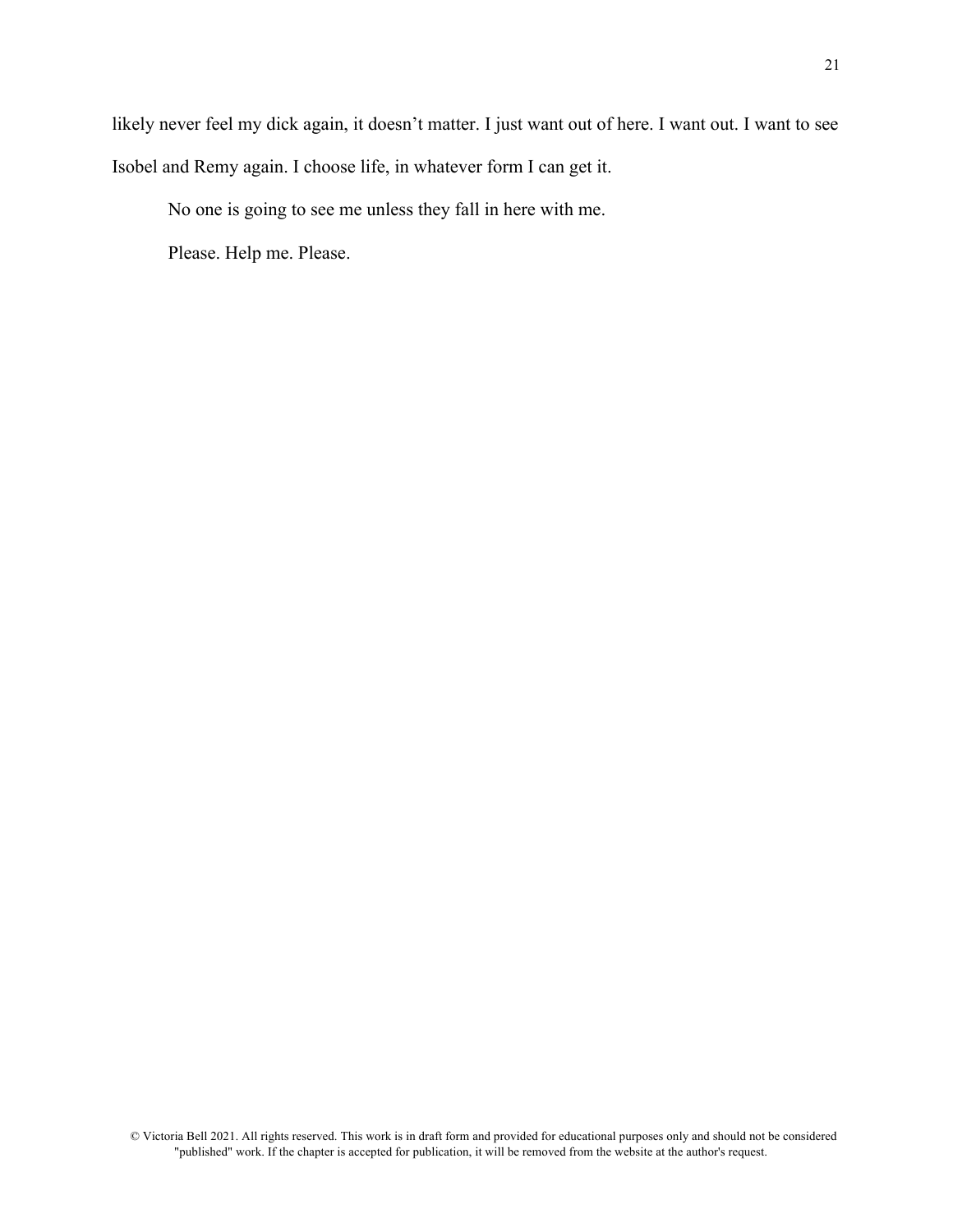likely never feel my dick again, it doesn't matter. I just want out of here. I want out. I want to see Isobel and Remy again. I choose life, in whatever form I can get it.

No one is going to see me unless they fall in here with me.

Please. Help me. Please.